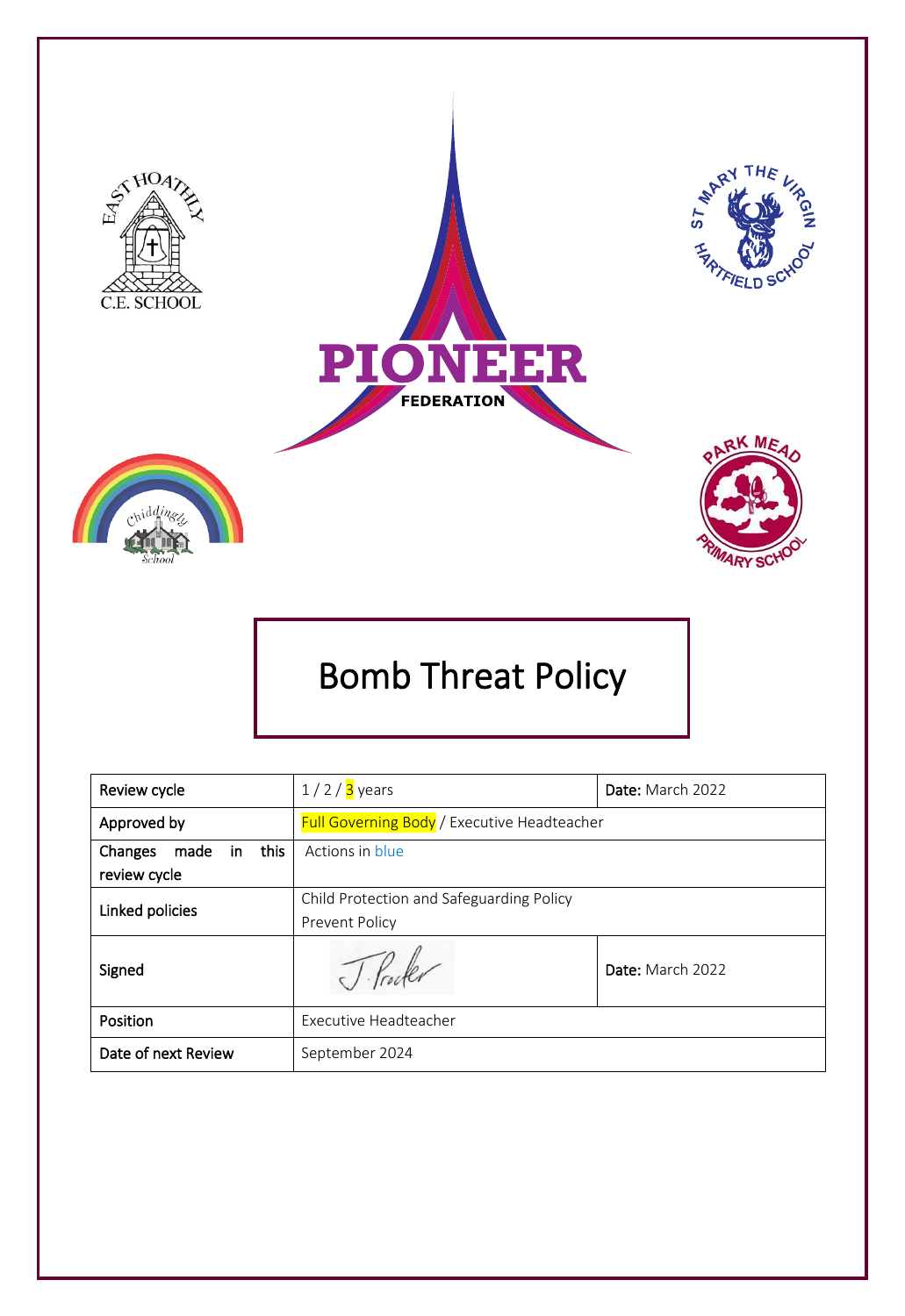# Bomb Threat Policy

| Review cycle | 1 / 2 / 3 years | Date: March 2022 |
|---|---|---|
| Approved by | Full Governing Body / Executive Headteacher | |
| Changes made in this review cycle | Actions in blue | |
| Linked policies | Child Protection and Safeguarding Policy<br>Prevent Policy | |
| Signed | J. Procter | Date: March 2022 |
| Position | Executive Headteacher | |
| Date of next Review | September 2024 | |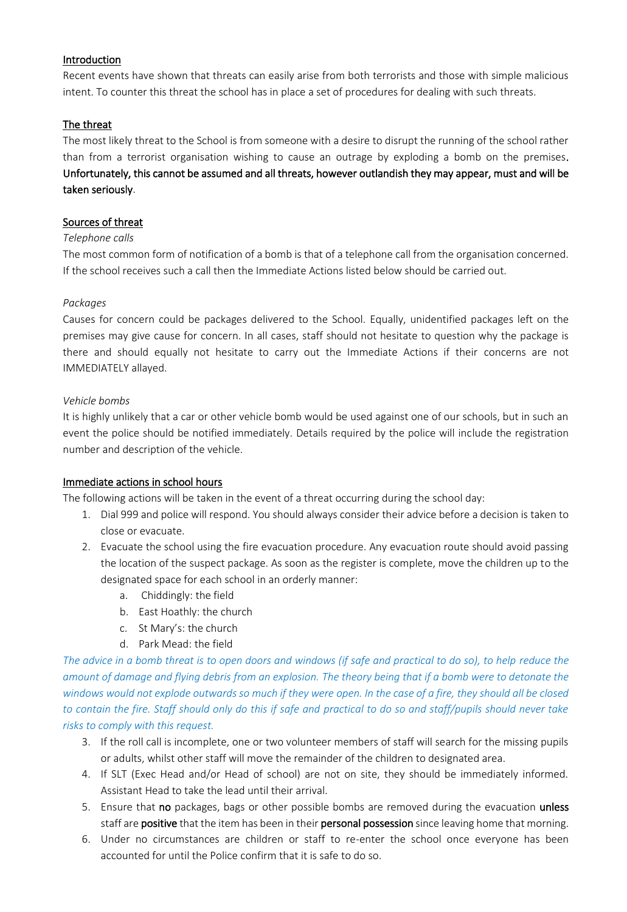## Introduction

Recent events have shown that threats can easily arise from both terrorists and those with simple malicious intent. To counter this threat the school has in place a set of procedures for dealing with such threats.

## The threat

The most likely threat to the School is from someone with a desire to disrupt the running of the school rather than from a terrorist organisation wishing to cause an outrage by exploding a bomb on the premises. **Unfortunately, this cannot be assumed and all threats, however outlandish they may appear, must and will be taken seriously**.

## Sources of threat

*Telephone calls*

The most common form of notification of a bomb is that of a telephone call from the organisation concerned. If the school receives such a call then the Immediate Actions listed below should be carried out.

*Packages*

Causes for concern could be packages delivered to the School. Equally, unidentified packages left on the premises may give cause for concern. In all cases, staff should not hesitate to question why the package is there and should equally not hesitate to carry out the Immediate Actions if their concerns are not IMMEDIATELY allayed.

*Vehicle bombs*

It is highly unlikely that a car or other vehicle bomb would be used against one of our schools, but in such an event the police should be notified immediately. Details required by the police will include the registration number and description of the vehicle.

## Immediate actions in school hours

The following actions will be taken in the event of a threat occurring during the school day:

1. Dial 999 and police will respond. You should always consider their advice before a decision is taken to close or evacuate.
2. Evacuate the school using the fire evacuation procedure. Any evacuation route should avoid passing the location of the suspect package. As soon as the register is complete, move the children up to the designated space for each school in an orderly manner:
   a. Chiddingly: the field
   b. East Hoathly: the church
   c. St Mary's: the church
   d. Park Mead: the field

*The advice in a bomb threat is to open doors and windows (if safe and practical to do so), to help reduce the amount of damage and flying debris from an explosion. The theory being that if a bomb were to detonate the windows would not explode outwards so much if they were open. In the case of a fire, they should all be closed to contain the fire. Staff should only do this if safe and practical to do so and staff/pupils should never take risks to comply with this request.*

3. If the roll call is incomplete, one or two volunteer members of staff will search for the missing pupils or adults, whilst other staff will move the remainder of the children to designated area.
4. If SLT (Exec Head and/or Head of school) are not on site, they should be immediately informed. Assistant Head to take the lead until their arrival.
5. Ensure that **no** packages, bags or other possible bombs are removed during the evacuation **unless** staff are **positive** that the item has been in their **personal possession** since leaving home that morning.
6. Under no circumstances are children or staff to re-enter the school once everyone has been accounted for until the Police confirm that it is safe to do so.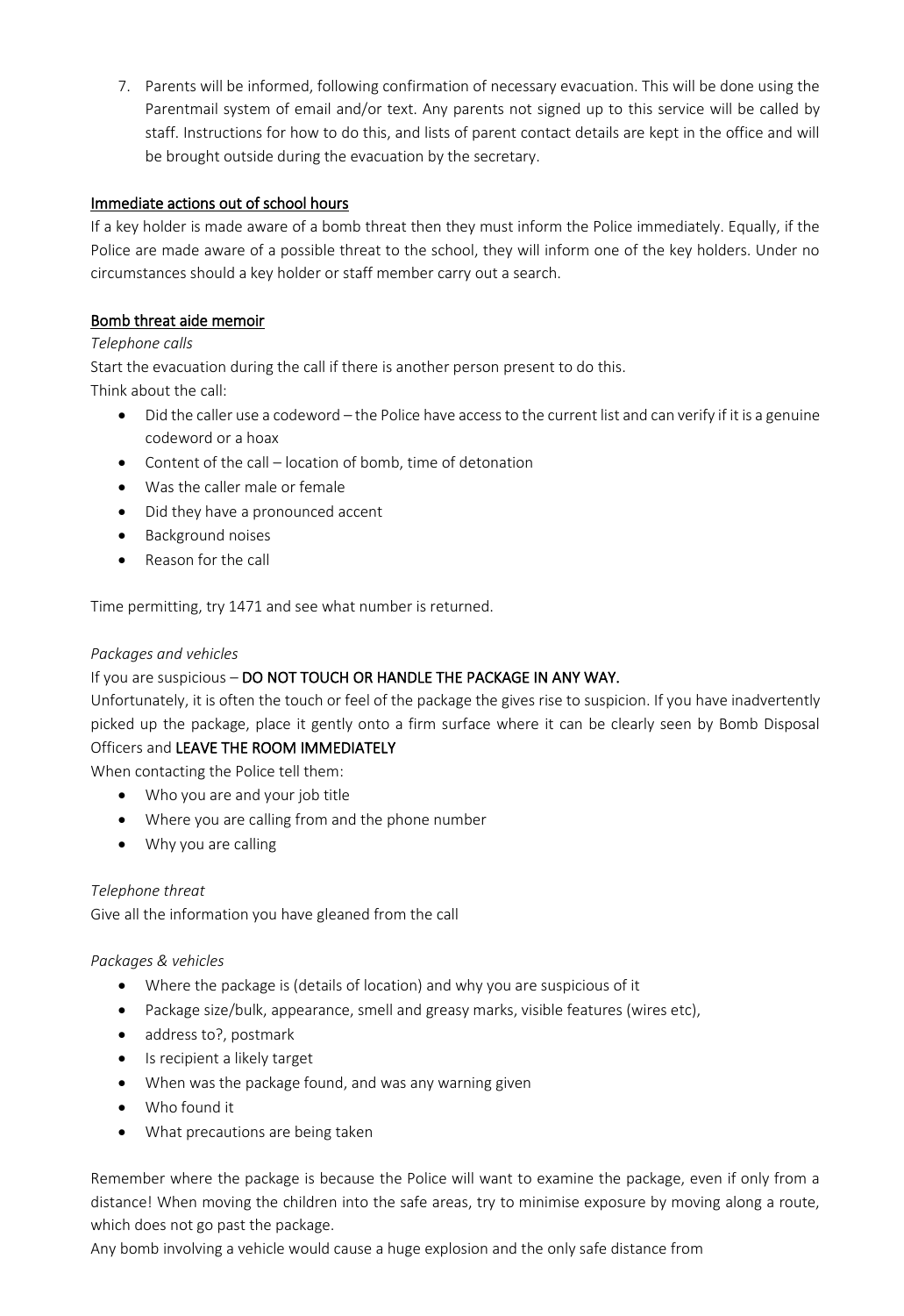7. Parents will be informed, following confirmation of necessary evacuation. This will be done using the Parentmail system of email and/or text. Any parents not signed up to this service will be called by staff. Instructions for how to do this, and lists of parent contact details are kept in the office and will be brought outside during the evacuation by the secretary.

<u>Immediate actions out of school hours</u>

If a key holder is made aware of a bomb threat then they must inform the Police immediately. Equally, if the Police are made aware of a possible threat to the school, they will inform one of the key holders. Under no circumstances should a key holder or staff member carry out a search.

<u>Bomb threat aide memoir</u>

*Telephone calls*

Start the evacuation during the call if there is another person present to do this.

Think about the call:

- Did the caller use a codeword – the Police have access to the current list and can verify if it is a genuine codeword or a hoax
- Content of the call – location of bomb, time of detonation
- Was the caller male or female
- Did they have a pronounced accent
- Background noises
- Reason for the call

Time permitting, try 1471 and see what number is returned.

*Packages and vehicles*

If you are suspicious – **DO NOT TOUCH OR HANDLE THE PACKAGE IN ANY WAY.**

Unfortunately, it is often the touch or feel of the package the gives rise to suspicion. If you have inadvertently picked up the package, place it gently onto a firm surface where it can be clearly seen by Bomb Disposal Officers and **LEAVE THE ROOM IMMEDIATELY**

When contacting the Police tell them:

- Who you are and your job title
- Where you are calling from and the phone number
- Why you are calling

*Telephone threat*

Give all the information you have gleaned from the call

*Packages & vehicles*

- Where the package is (details of location) and why you are suspicious of it
- Package size/bulk, appearance, smell and greasy marks, visible features (wires etc),
- address to?, postmark
- Is recipient a likely target
- When was the package found, and was any warning given
- Who found it
- What precautions are being taken

Remember where the package is because the Police will want to examine the package, even if only from a distance! When moving the children into the safe areas, try to minimise exposure by moving along a route, which does not go past the package.

Any bomb involving a vehicle would cause a huge explosion and the only safe distance from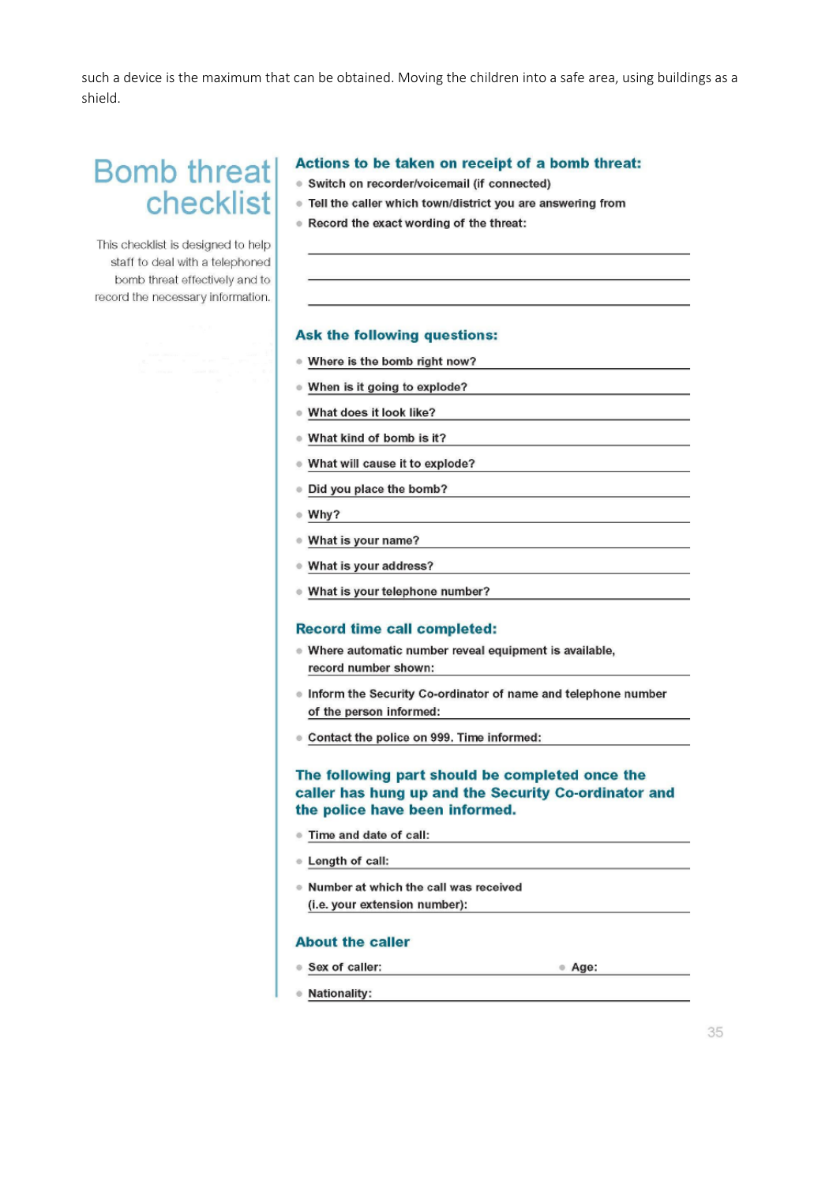such a device is the maximum that can be obtained. Moving the children into a safe area, using buildings as a shield.

# Bomb threat checklist

This checklist is designed to help staff to deal with a telephoned bomb threat effectively and to record the necessary information.

### Actions to be taken on receipt of a bomb threat:

- Switch on recorder/voicemail (if connected)
- Tell the caller which town/district you are answering from
- Record the exact wording of the threat:

\_\_\_\_\_\_\_\_\_\_\_\_\_\_\_\_\_\_\_\_\_\_\_\_\_\_\_\_\_\_\_\_\_\_\_\_\_\_\_\_

\_\_\_\_\_\_\_\_\_\_\_\_\_\_\_\_\_\_\_\_\_\_\_\_\_\_\_\_\_\_\_\_\_\_\_\_\_\_\_\_

\_\_\_\_\_\_\_\_\_\_\_\_\_\_\_\_\_\_\_\_\_\_\_\_\_\_\_\_\_\_\_\_\_\_\_\_\_\_\_\_

### Ask the following questions:

- Where is the bomb right now?
- When is it going to explode?
- What does it look like?
- What kind of bomb is it?
- What will cause it to explode?
- Did you place the bomb?
- Why?
- What is your name?
- What is your address?
- What is your telephone number?

### Record time call completed:

- Where automatic number reveal equipment is available, record number shown:
- Inform the Security Co-ordinator of name and telephone number of the person informed:
- Contact the police on 999. Time informed:

### The following part should be completed once the caller has hung up and the Security Co-ordinator and the police have been informed.

- Time and date of call:
- Length of call:
- Number at which the call was received (i.e. your extension number):

### About the caller

- Sex of caller:
- Age:
- Nationality: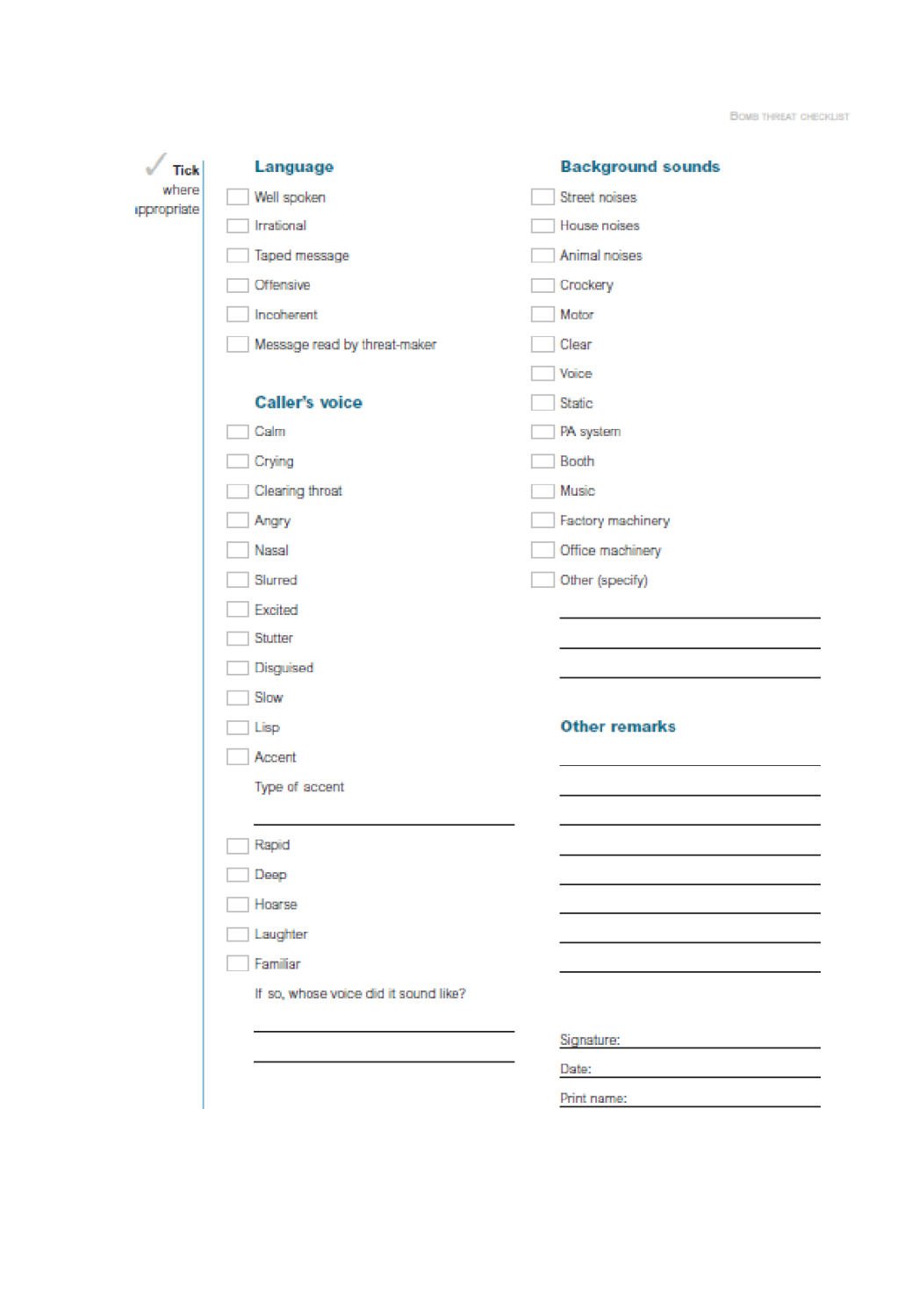✓ Tick where appropriate

## Language

- [ ] Well spoken
- [ ] Irrational
- [ ] Taped message
- [ ] Offensive
- [ ] Incoherent
- [ ] Message read by threat-maker

## Caller's voice

- [ ] Calm
- [ ] Crying
- [ ] Clearing throat
- [ ] Angry
- [ ] Nasal
- [ ] Slurred
- [ ] Excited
- [ ] Stutter
- [ ] Disguised
- [ ] Slow
- [ ] Lisp
- [ ] Accent

Type of accent

\_\_\_\_\_\_\_\_\_\_\_\_\_\_\_\_\_\_\_\_\_\_\_\_\_\_\_\_\_\_

- [ ] Rapid
- [ ] Deep
- [ ] Hoarse
- [ ] Laughter
- [ ] Familiar

If so, whose voice did it sound like?

\_\_\_\_\_\_\_\_\_\_\_\_\_\_\_\_\_\_\_\_\_\_\_\_\_\_\_\_\_\_

\_\_\_\_\_\_\_\_\_\_\_\_\_\_\_\_\_\_\_\_\_\_\_\_\_\_\_\_\_\_

## Background sounds

- [ ] Street noises
- [ ] House noises
- [ ] Animal noises
- [ ] Crockery
- [ ] Motor
- [ ] Clear
- [ ] Voice
- [ ] Static
- [ ] PA system
- [ ] Booth
- [ ] Music
- [ ] Factory machinery
- [ ] Office machinery
- [ ] Other (specify)

\_\_\_\_\_\_\_\_\_\_\_\_\_\_\_\_\_\_\_\_\_\_\_\_\_\_\_\_\_\_

\_\_\_\_\_\_\_\_\_\_\_\_\_\_\_\_\_\_\_\_\_\_\_\_\_\_\_\_\_\_

\_\_\_\_\_\_\_\_\_\_\_\_\_\_\_\_\_\_\_\_\_\_\_\_\_\_\_\_\_\_

## Other remarks

\_\_\_\_\_\_\_\_\_\_\_\_\_\_\_\_\_\_\_\_\_\_\_\_\_\_\_\_\_\_

\_\_\_\_\_\_\_\_\_\_\_\_\_\_\_\_\_\_\_\_\_\_\_\_\_\_\_\_\_\_

\_\_\_\_\_\_\_\_\_\_\_\_\_\_\_\_\_\_\_\_\_\_\_\_\_\_\_\_\_\_

\_\_\_\_\_\_\_\_\_\_\_\_\_\_\_\_\_\_\_\_\_\_\_\_\_\_\_\_\_\_

\_\_\_\_\_\_\_\_\_\_\_\_\_\_\_\_\_\_\_\_\_\_\_\_\_\_\_\_\_\_

\_\_\_\_\_\_\_\_\_\_\_\_\_\_\_\_\_\_\_\_\_\_\_\_\_\_\_\_\_\_

\_\_\_\_\_\_\_\_\_\_\_\_\_\_\_\_\_\_\_\_\_\_\_\_\_\_\_\_\_\_

\_\_\_\_\_\_\_\_\_\_\_\_\_\_\_\_\_\_\_\_\_\_\_\_\_\_\_\_\_\_

Signature: \_\_\_\_\_\_\_\_\_\_\_\_\_\_\_\_\_\_\_\_\_\_\_\_

Date: \_\_\_\_\_\_\_\_\_\_\_\_\_\_\_\_\_\_\_\_\_\_\_\_

Print name: \_\_\_\_\_\_\_\_\_\_\_\_\_\_\_\_\_\_\_\_\_\_\_\_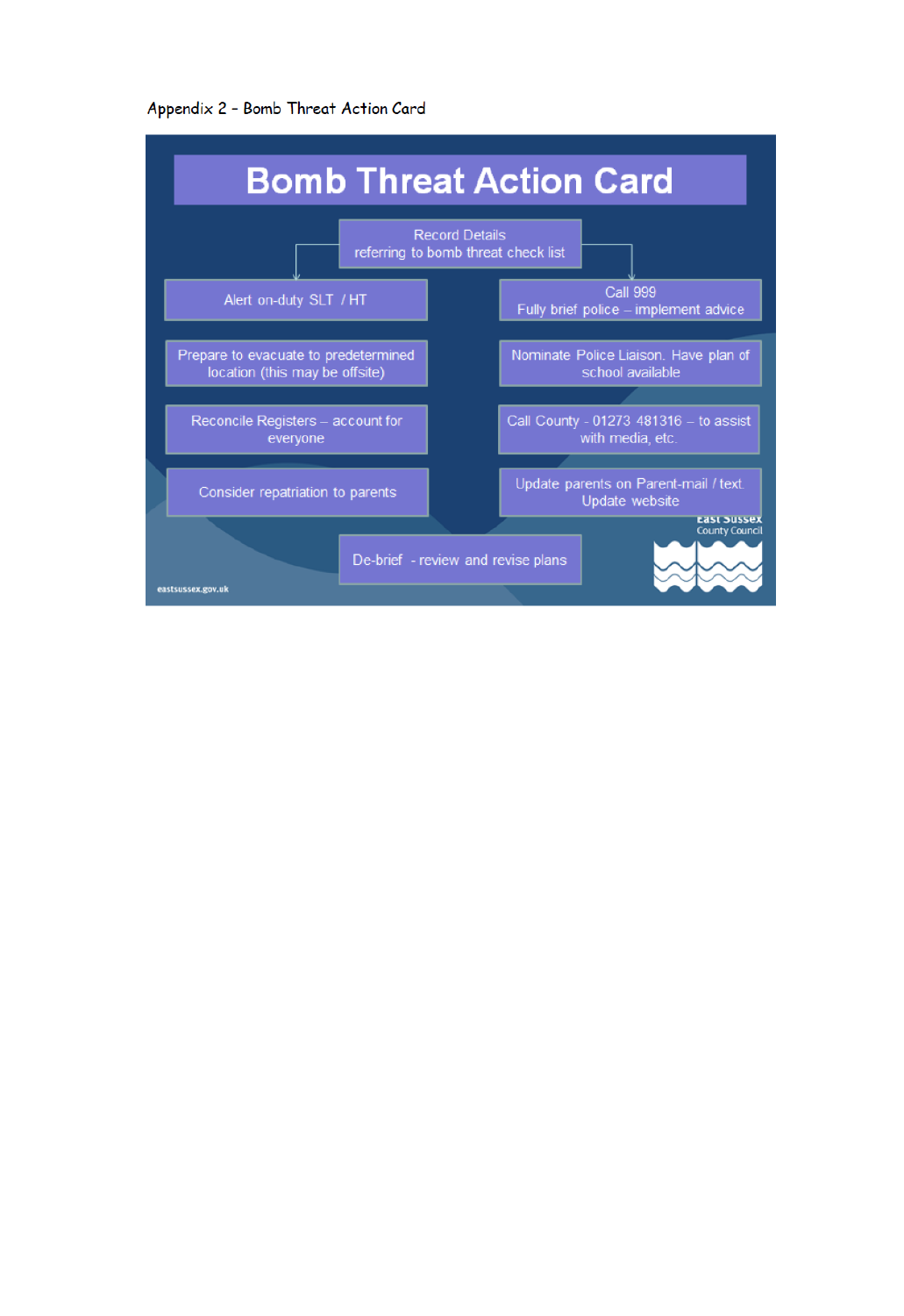Appendix 2 – Bomb Threat Action Card

# Bomb Threat Action Card

Record Details
referring to bomb threat check list

Alert on-duty SLT / HT

Call 999
Fully brief police – implement advice

Prepare to evacuate to predetermined location (this may be offsite)

Nominate Police Liaison. Have plan of school available

Reconcile Registers – account for everyone

Call County - 01273 481316 – to assist with media, etc.

Consider repatriation to parents

Update parents on Parent-mail / text.
Update website

De-brief - review and revise plans

East Sussex County Council

eastsussex.gov.uk